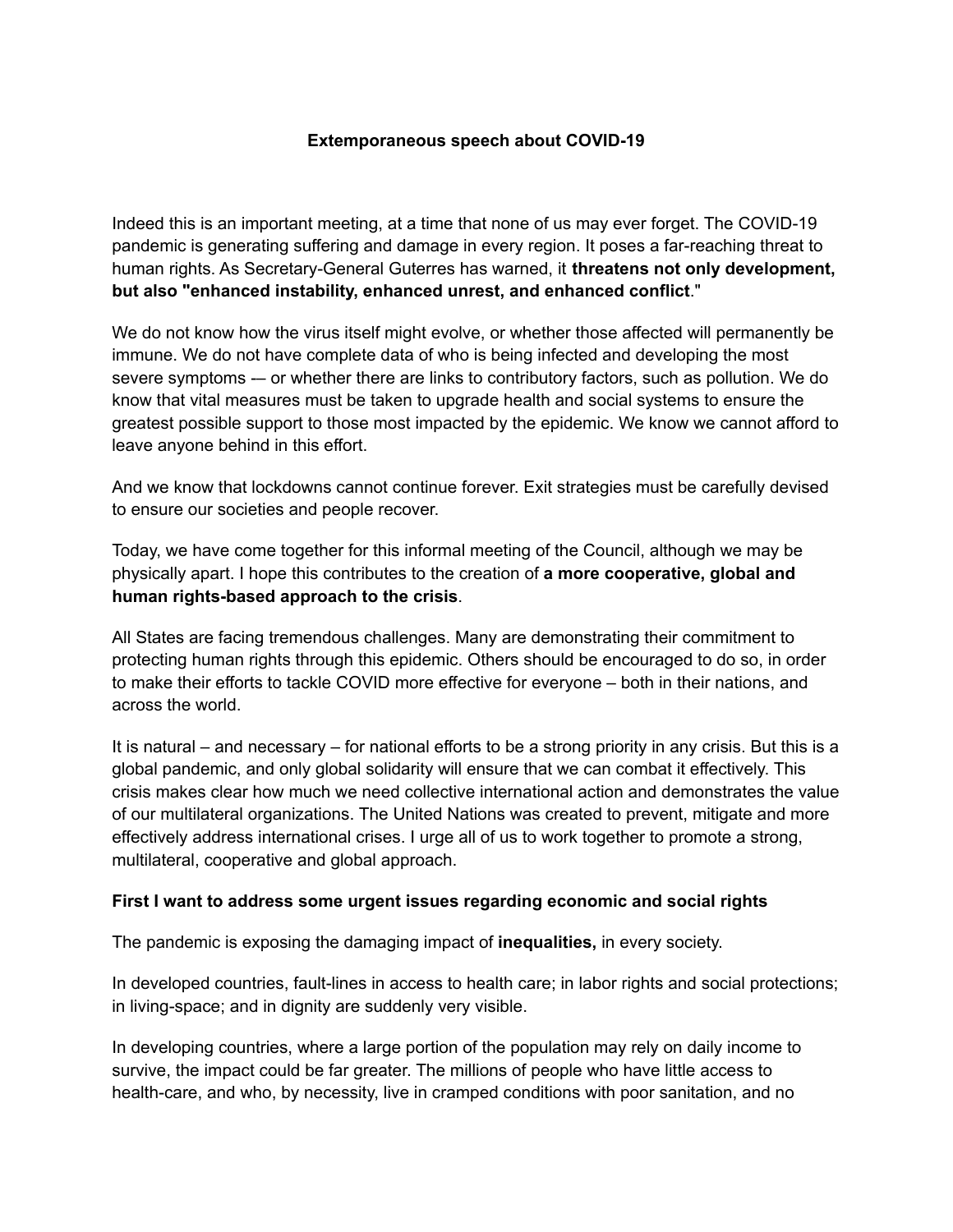# Extemporaneous speech about COVID-19

Indeed this is an important meeting, at a time that none of us may ever forget. The COVID-19 pandemic is generating suffering and damage in every region. It poses a far-reaching threat to human rights. As Secretary-General Guterres has warned, it **threatens not only development, but also "enhanced instability, enhanced unrest, and enhanced conflict**."

We do not know how the virus itself might evolve, or whether those affected will permanently be immune. We do not have complete data of who is being infected and developing the most severe symptoms -– or whether there are links to contributory factors, such as pollution. We do know that vital measures must be taken to upgrade health and social systems to ensure the greatest possible support to those most impacted by the epidemic. We know we cannot afford to leave anyone behind in this effort.

And we know that lockdowns cannot continue forever. Exit strategies must be carefully devised to ensure our societies and people recover.

Today, we have come together for this informal meeting of the Council, although we may be physically apart. I hope this contributes to the creation of **a more cooperative, global and human rights-based approach to the crisis**.

All States are facing tremendous challenges. Many are demonstrating their commitment to protecting human rights through this epidemic. Others should be encouraged to do so, in order to make their efforts to tackle COVID more effective for everyone – both in their nations, and across the world.

It is natural – and necessary – for national efforts to be a strong priority in any crisis. But this is a global pandemic, and only global solidarity will ensure that we can combat it effectively. This crisis makes clear how much we need collective international action and demonstrates the value of our multilateral organizations. The United Nations was created to prevent, mitigate and more effectively address international crises. I urge all of us to work together to promote a strong, multilateral, cooperative and global approach.

**First I want to address some urgent issues regarding economic and social rights**

The pandemic is exposing the damaging impact of **inequalities,** in every society.

In developed countries, fault-lines in access to health care; in labor rights and social protections; in living-space; and in dignity are suddenly very visible.

In developing countries, where a large portion of the population may rely on daily income to survive, the impact could be far greater. The millions of people who have little access to health-care, and who, by necessity, live in cramped conditions with poor sanitation, and no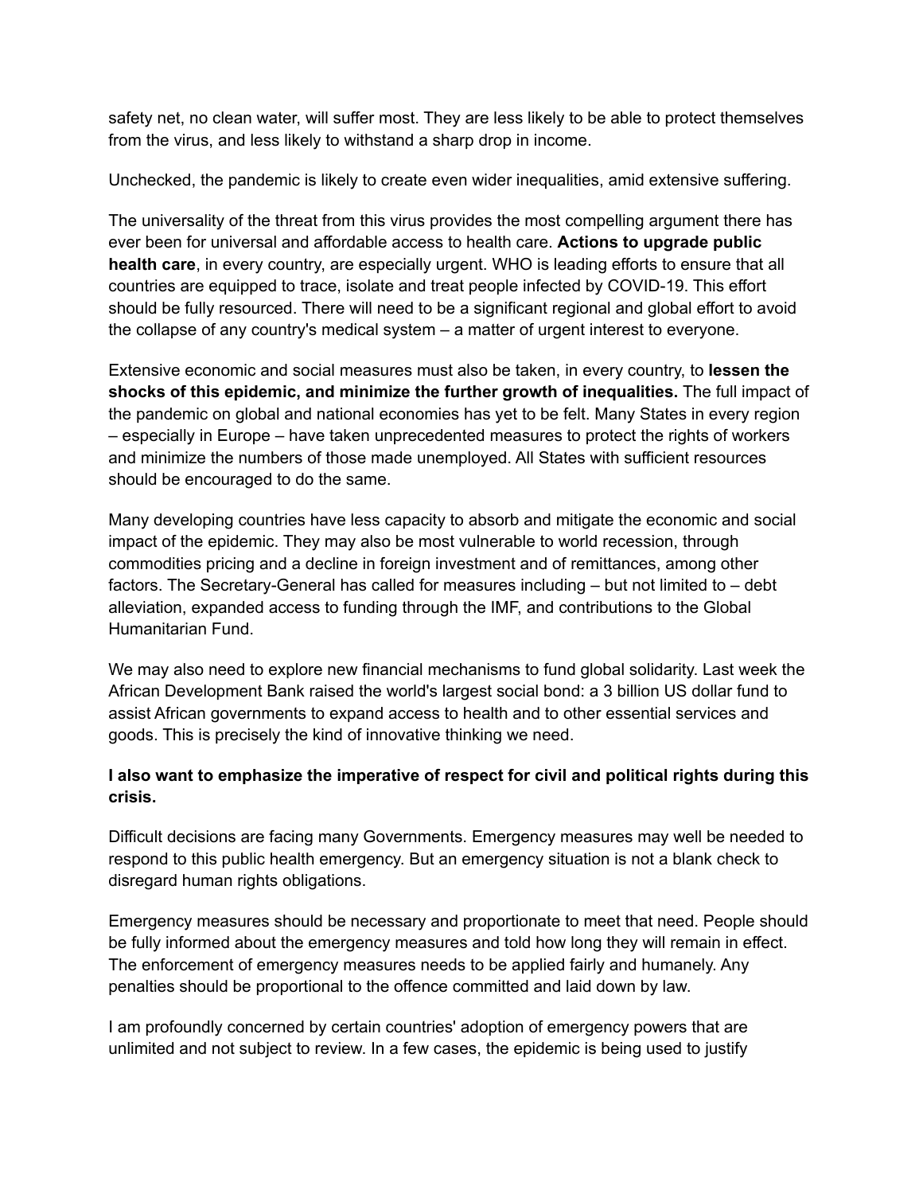safety net, no clean water, will suffer most. They are less likely to be able to protect themselves from the virus, and less likely to withstand a sharp drop in income.

Unchecked, the pandemic is likely to create even wider inequalities, amid extensive suffering.

The universality of the threat from this virus provides the most compelling argument there has ever been for universal and affordable access to health care. **Actions to upgrade public health care**, in every country, are especially urgent. WHO is leading efforts to ensure that all countries are equipped to trace, isolate and treat people infected by COVID-19. This effort should be fully resourced. There will need to be a significant regional and global effort to avoid the collapse of any country's medical system – a matter of urgent interest to everyone.

Extensive economic and social measures must also be taken, in every country, to **lessen the shocks of this epidemic, and minimize the further growth of inequalities.** The full impact of the pandemic on global and national economies has yet to be felt. Many States in every region – especially in Europe – have taken unprecedented measures to protect the rights of workers and minimize the numbers of those made unemployed. All States with sufficient resources should be encouraged to do the same.

Many developing countries have less capacity to absorb and mitigate the economic and social impact of the epidemic. They may also be most vulnerable to world recession, through commodities pricing and a decline in foreign investment and of remittances, among other factors. The Secretary-General has called for measures including – but not limited to – debt alleviation, expanded access to funding through the IMF, and contributions to the Global Humanitarian Fund.

We may also need to explore new financial mechanisms to fund global solidarity. Last week the African Development Bank raised the world's largest social bond: a 3 billion US dollar fund to assist African governments to expand access to health and to other essential services and goods. This is precisely the kind of innovative thinking we need.

**I also want to emphasize the imperative of respect for civil and political rights during this crisis.**

Difficult decisions are facing many Governments. Emergency measures may well be needed to respond to this public health emergency. But an emergency situation is not a blank check to disregard human rights obligations.

Emergency measures should be necessary and proportionate to meet that need. People should be fully informed about the emergency measures and told how long they will remain in effect. The enforcement of emergency measures needs to be applied fairly and humanely. Any penalties should be proportional to the offence committed and laid down by law.

I am profoundly concerned by certain countries' adoption of emergency powers that are unlimited and not subject to review. In a few cases, the epidemic is being used to justify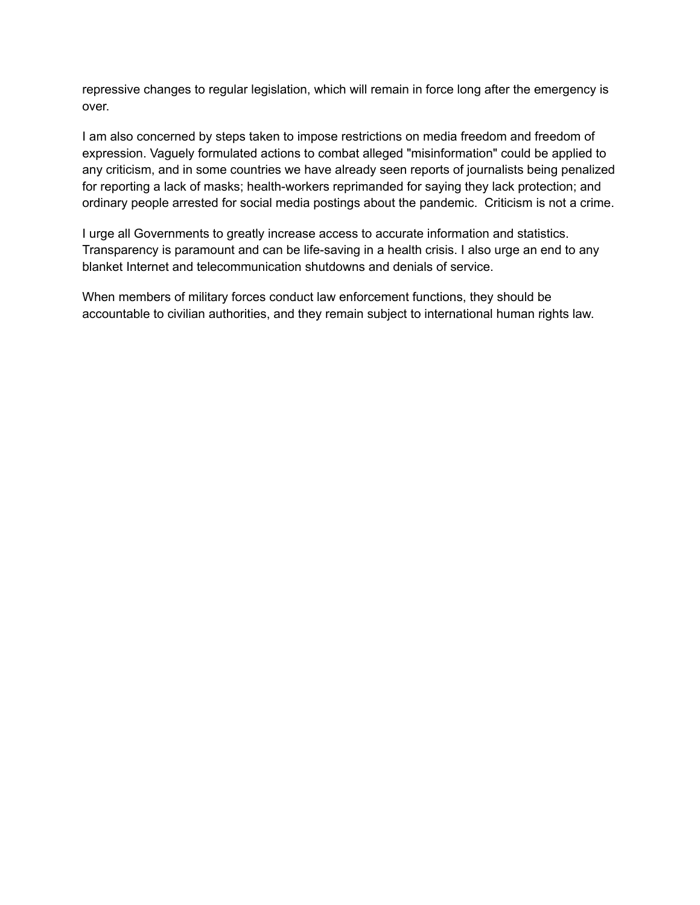repressive changes to regular legislation, which will remain in force long after the emergency is over.

I am also concerned by steps taken to impose restrictions on media freedom and freedom of expression. Vaguely formulated actions to combat alleged "misinformation" could be applied to any criticism, and in some countries we have already seen reports of journalists being penalized for reporting a lack of masks; health-workers reprimanded for saying they lack protection; and ordinary people arrested for social media postings about the pandemic. Criticism is not a crime.

I urge all Governments to greatly increase access to accurate information and statistics. Transparency is paramount and can be life-saving in a health crisis. I also urge an end to any blanket Internet and telecommunication shutdowns and denials of service.

When members of military forces conduct law enforcement functions, they should be accountable to civilian authorities, and they remain subject to international human rights law.